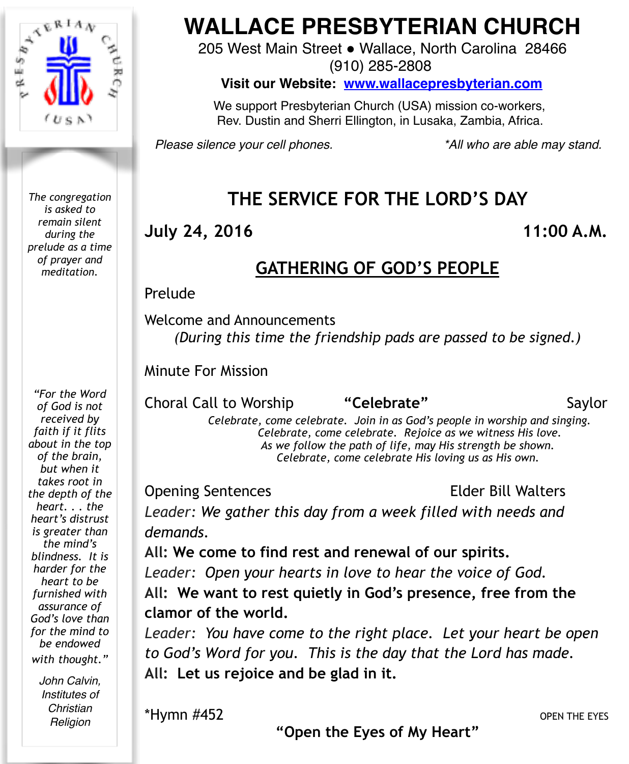# WALLACE PRESBYTERIAN CHURCH

205 West Main Street • Wallace, North Carolina 28466
(910) 285-2808

**Visit our Website: www.wallacepresbyterian.com**

We support Presbyterian Church (USA) mission co-workers, Rev. Dustin and Sherri Ellington, in Lusaka, Zambia, Africa.

*Please silence your cell phones.* *\*All who are able may stand.*

*The congregation is asked to remain silent during the prelude as a time of prayer and meditation.*

*"For the Word of God is not received by faith if it flits about in the top of the brain, but when it takes root in the depth of the heart. . . the heart's distrust is greater than the mind's blindness. It is harder for the heart to be furnished with assurance of God's love than for the mind to be endowed with thought."*

*John Calvin, Institutes of Christian Religion*

## THE SERVICE FOR THE LORD'S DAY

**July 24, 2016** **11:00 A.M.**

## GATHERING OF GOD'S PEOPLE

Prelude

Welcome and Announcements
*(During this time the friendship pads are passed to be signed.)*

Minute For Mission

Choral Call to Worship **"Celebrate"** Saylor

*Celebrate, come celebrate. Join in as God's people in worship and singing.*
*Celebrate, come celebrate. Rejoice as we witness His love.*
*As we follow the path of life, may His strength be shown.*
*Celebrate, come celebrate His loving us as His own.*

Opening Sentences Elder Bill Walters

*Leader: We gather this day from a week filled with needs and demands.*

**All: We come to find rest and renewal of our spirits.**

*Leader: Open your hearts in love to hear the voice of God.*

**All: We want to rest quietly in God's presence, free from the clamor of the world.**

*Leader: You have come to the right place. Let your heart be open to God's Word for you. This is the day that the Lord has made.*

**All: Let us rejoice and be glad in it.**

\*Hymn #452 OPEN THE EYES

**"Open the Eyes of My Heart"**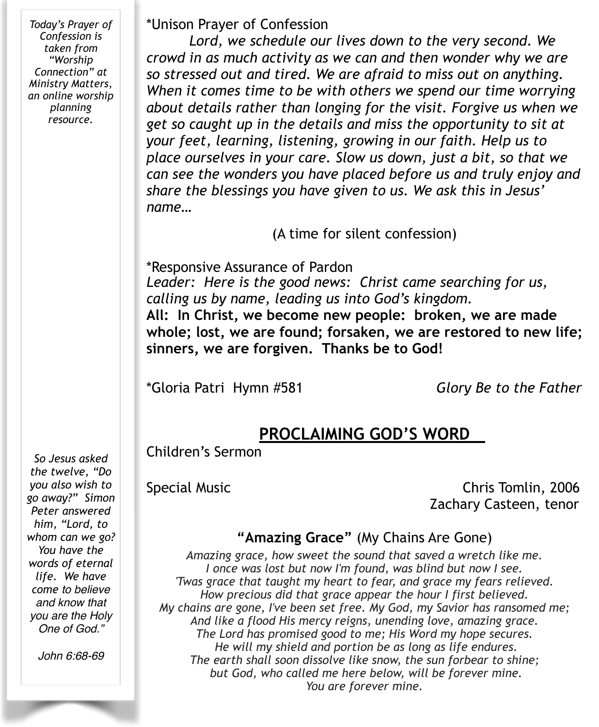*Today's Prayer of Confession is taken from "Worship Connection" at Ministry Matters, an online worship planning resource.*

*Unison Prayer of Confession

*Lord, we schedule our lives down to the very second. We crowd in as much activity as we can and then wonder why we are so stressed out and tired. We are afraid to miss out on anything. When it comes time to be with others we spend our time worrying about details rather than longing for the visit. Forgive us when we get so caught up in the details and miss the opportunity to sit at your feet, learning, listening, growing in our faith. Help us to place ourselves in your care. Slow us down, just a bit, so that we can see the wonders you have placed before us and truly enjoy and share the blessings you have given to us. We ask this in Jesus' name…*

(A time for silent confession)

*Responsive Assurance of Pardon

*Leader: Here is the good news: Christ came searching for us, calling us by name, leading us into God's kingdom.*

**All: In Christ, we become new people: broken, we are made whole; lost, we are found; forsaken, we are restored to new life; sinners, we are forgiven. Thanks be to God!**

*Gloria Patri Hymn #581 *Glory Be to the Father*

## PROCLAIMING GOD'S WORD

Children's Sermon

Special Music Chris Tomlin, 2006
Zachary Casteen, tenor

### "Amazing Grace" (My Chains Are Gone)

*Amazing grace, how sweet the sound that saved a wretch like me.*
*I once was lost but now I'm found, was blind but now I see.*
*'Twas grace that taught my heart to fear, and grace my fears relieved.*
*How precious did that grace appear the hour I first believed.*
*My chains are gone, I've been set free. My God, my Savior has ransomed me;*
*And like a flood His mercy reigns, unending love, amazing grace.*
*The Lord has promised good to me; His Word my hope secures.*
*He will my shield and portion be as long as life endures.*
*The earth shall soon dissolve like snow, the sun forbear to shine;*
*but God, who called me here below, will be forever mine.*
*You are forever mine.*

*So Jesus asked the twelve, "Do you also wish to go away?" Simon Peter answered him, "Lord, to whom can we go? You have the words of eternal life. We have come to believe and know that you are the Holy One of God."*

*John 6:68-69*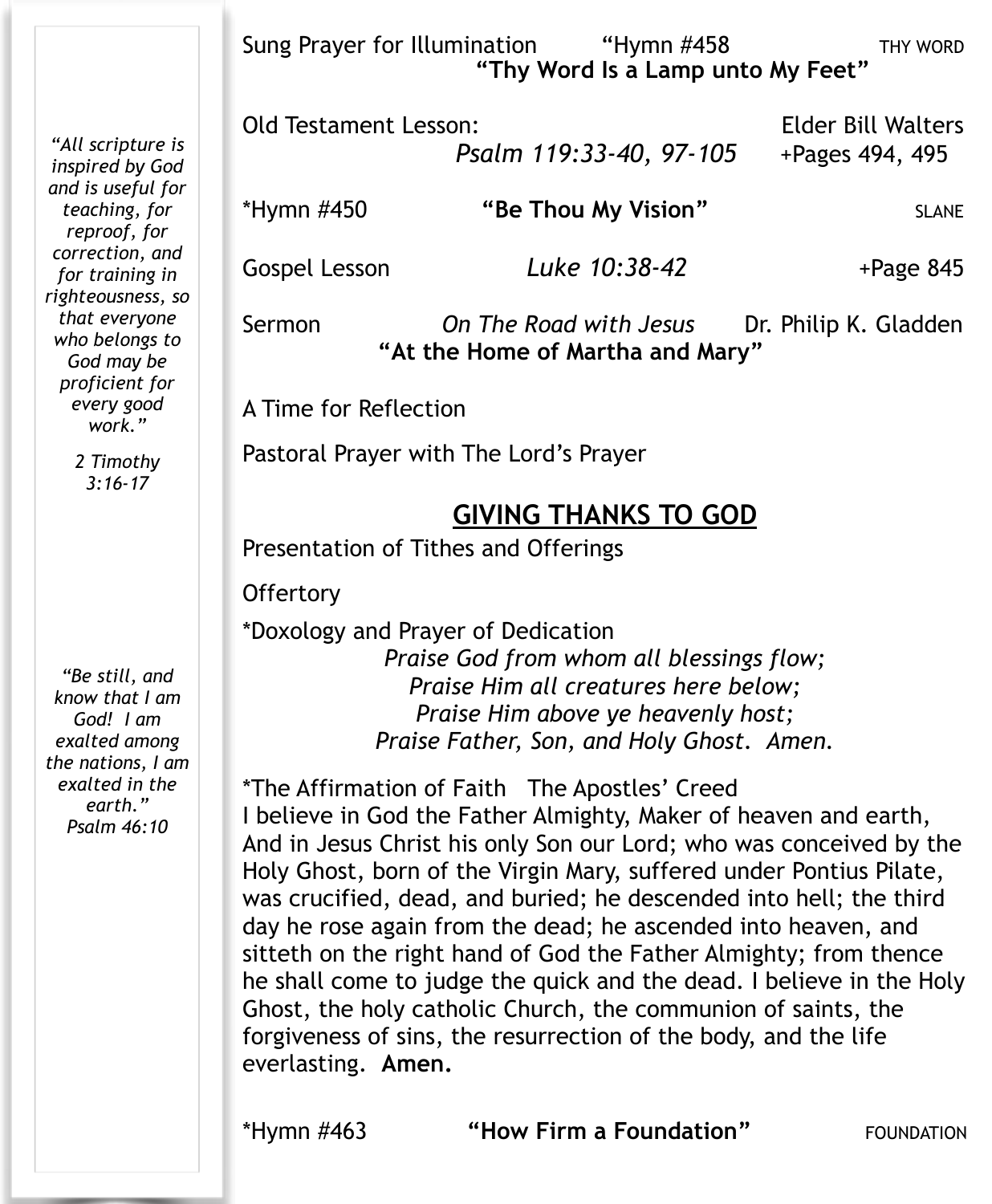*"All scripture is inspired by God and is useful for teaching, for reproof, for correction, and for training in righteousness, so that everyone who belongs to God may be proficient for every good work."*

*2 Timothy 3:16-17*

*"Be still, and know that I am God! I am exalted among the nations, I am exalted in the earth."*
*Psalm 46:10*

Sung Prayer for Illumination "Hymn #458 THY WORD
**"Thy Word Is a Lamp unto My Feet"**

Old Testament Lesson: Elder Bill Walters
*Psalm 119:33-40, 97-105* +Pages 494, 495

*Hymn #450 **"Be Thou My Vision"** SLANE

Gospel Lesson *Luke 10:38-42* +Page 845

Sermon *On The Road with Jesus* Dr. Philip K. Gladden
**"At the Home of Martha and Mary"**

A Time for Reflection

Pastoral Prayer with The Lord's Prayer

## GIVING THANKS TO GOD

Presentation of Tithes and Offerings

Offertory

*Doxology and Prayer of Dedication

*Praise God from whom all blessings flow;*
*Praise Him all creatures here below;*
*Praise Him above ye heavenly host;*
*Praise Father, Son, and Holy Ghost. Amen.*

*The Affirmation of Faith The Apostles' Creed
I believe in God the Father Almighty, Maker of heaven and earth, And in Jesus Christ his only Son our Lord; who was conceived by the Holy Ghost, born of the Virgin Mary, suffered under Pontius Pilate, was crucified, dead, and buried; he descended into hell; the third day he rose again from the dead; he ascended into heaven, and sitteth on the right hand of God the Father Almighty; from thence he shall come to judge the quick and the dead. I believe in the Holy Ghost, the holy catholic Church, the communion of saints, the forgiveness of sins, the resurrection of the body, and the life everlasting. **Amen.**

*Hymn #463 **"How Firm a Foundation"** FOUNDATION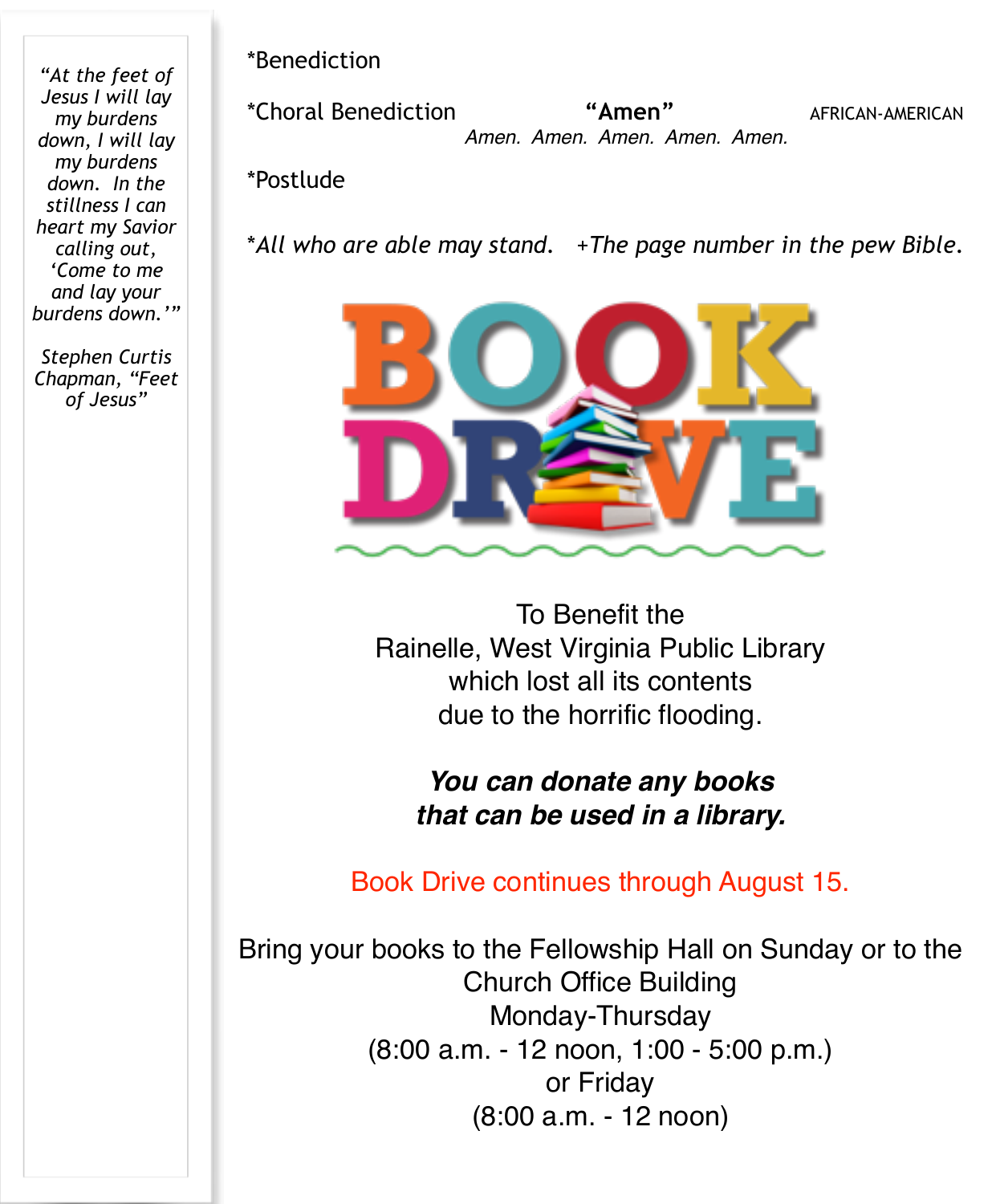*"At the feet of Jesus I will lay my burdens down, I will lay my burdens down. In the stillness I can heart my Savior calling out, 'Come to me and lay your burdens down.'"*

*Stephen Curtis Chapman, "Feet of Jesus"*

*Benediction

*Choral Benediction **"Amen"** AFRICAN-AMERICAN

*Amen. Amen. Amen. Amen. Amen.*

*Postlude

**All who are able may stand. +The page number in the pew Bible.*

# BOOK DRIVE

To Benefit the
Rainelle, West Virginia Public Library
which lost all its contents
due to the horrific flooding.

***You can donate any books that can be used in a library.***

Book Drive continues through August 15.

Bring your books to the Fellowship Hall on Sunday or to the Church Office Building
Monday-Thursday
(8:00 a.m. - 12 noon, 1:00 - 5:00 p.m.)
or Friday
(8:00 a.m. - 12 noon)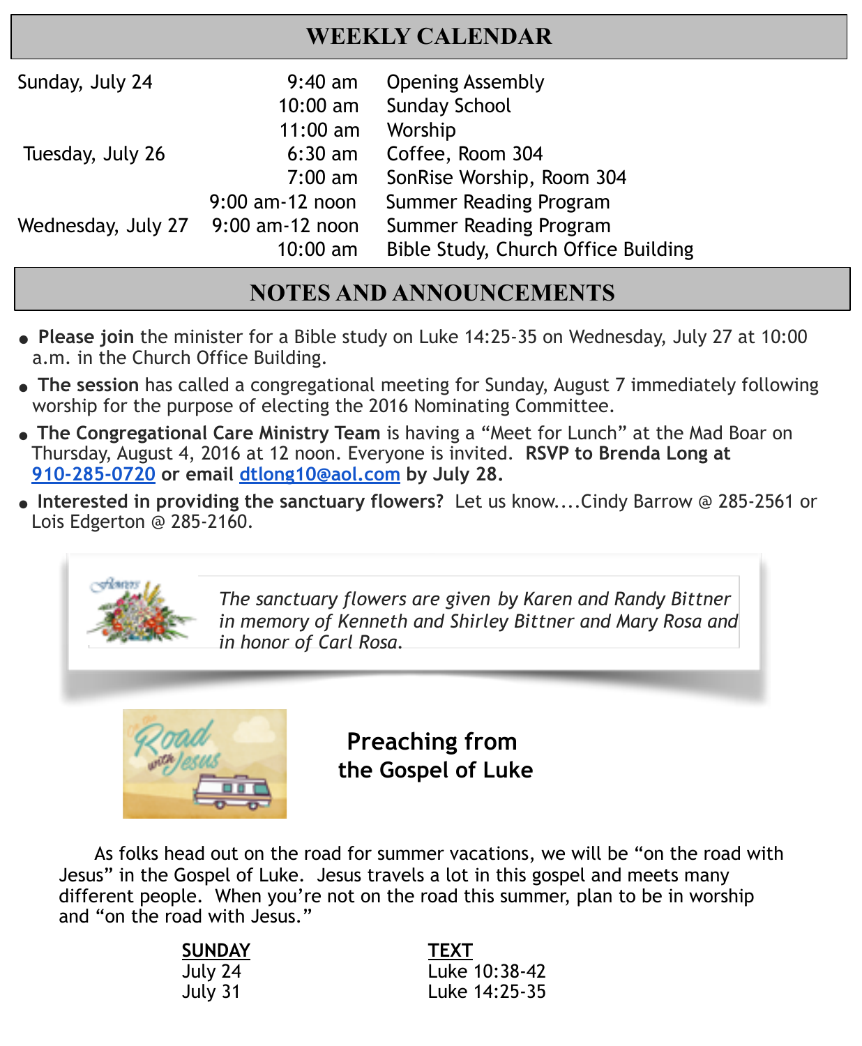## WEEKLY CALENDAR

| | | |
|---|---|---|
| Sunday, July 24 | 9:40 am | Opening Assembly |
| | 10:00 am | Sunday School |
| | 11:00 am | Worship |
| Tuesday, July 26 | 6:30 am | Coffee, Room 304 |
| | 7:00 am | SonRise Worship, Room 304 |
| | 9:00 am-12 noon | Summer Reading Program |
| Wednesday, July 27 | 9:00 am-12 noon | Summer Reading Program |
| | 10:00 am | Bible Study, Church Office Building |

## NOTES AND ANNOUNCEMENTS

- **Please join** the minister for a Bible study on Luke 14:25-35 on Wednesday, July 27 at 10:00 a.m. in the Church Office Building.
- **The session** has called a congregational meeting for Sunday, August 7 immediately following worship for the purpose of electing the 2016 Nominating Committee.
- **The Congregational Care Ministry Team** is having a "Meet for Lunch" at the Mad Boar on Thursday, August 4, 2016 at 12 noon. Everyone is invited. **RSVP to Brenda Long at 910-285-0720 or email dtlong10@aol.com by July 28.**
- **Interested in providing the sanctuary flowers?** Let us know....Cindy Barrow @ 285-2561 or Lois Edgerton @ 285-2160.

*The sanctuary flowers are given by Karen and Randy Bittner in memory of Kenneth and Shirley Bittner and Mary Rosa and in honor of Carl Rosa.*

**Preaching from the Gospel of Luke**

As folks head out on the road for summer vacations, we will be "on the road with Jesus" in the Gospel of Luke. Jesus travels a lot in this gospel and meets many different people. When you're not on the road this summer, plan to be in worship and "on the road with Jesus."

| SUNDAY | TEXT |
|---|---|
| July 24 | Luke 10:38-42 |
| July 31 | Luke 14:25-35 |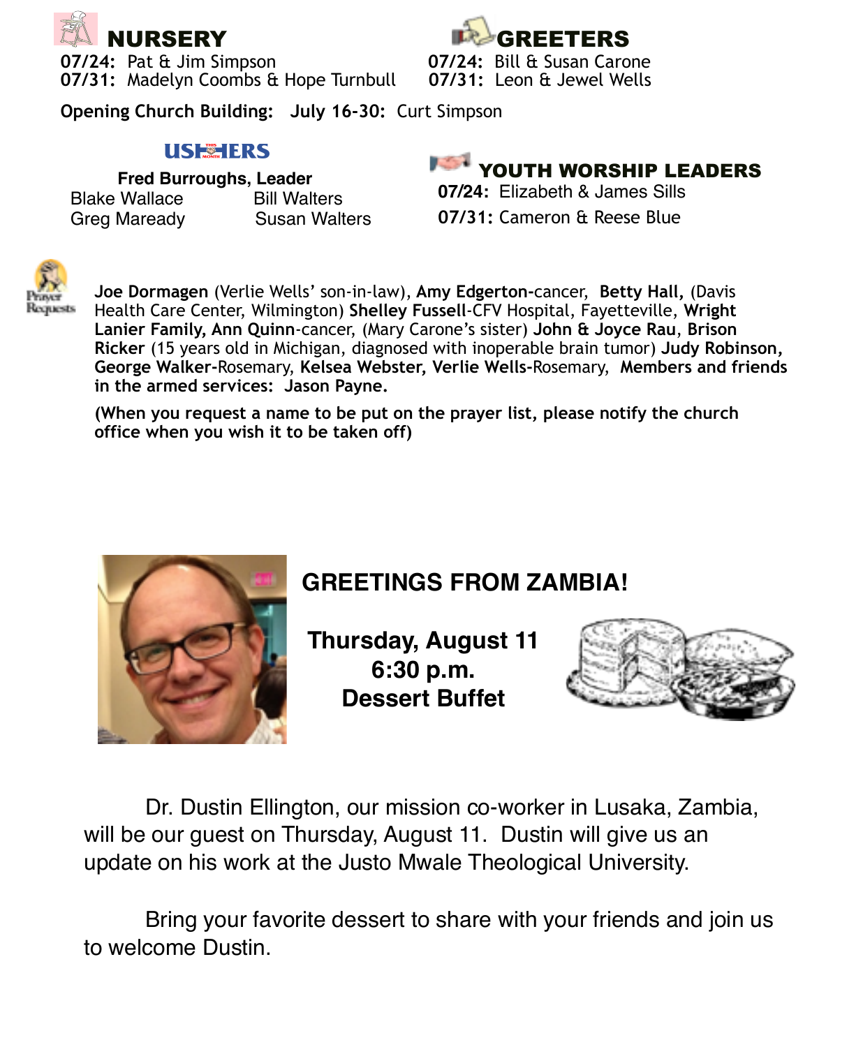## NURSERY

**07/24:** Pat & Jim Simpson
**07/31:** Madelyn Coombs & Hope Turnbull

## GREETERS

**07/24:** Bill & Susan Carone
**07/31:** Leon & Jewel Wells

**Opening Church Building: July 16-30:** Curt Simpson

## USHERS

**Fred Burroughs, Leader**

Blake Wallace
Greg Maready
Bill Walters
Susan Walters

## YOUTH WORSHIP LEADERS

**07/24:** Elizabeth & James Sills
**07/31:** Cameron & Reese Blue

Prayer Requests

**Joe Dormagen** (Verlie Wells' son-in-law), **Amy Edgerton**-cancer, **Betty Hall,** (Davis Health Care Center, Wilmington) **Shelley Fussell**-CFV Hospital, Fayetteville, **Wright Lanier Family, Ann Quinn**-cancer, (Mary Carone's sister) **John & Joyce Rau**, **Brison Ricker** (15 years old in Michigan, diagnosed with inoperable brain tumor) **Judy Robinson, George Walker**-Rosemary, **Kelsea Webster, Verlie Wells**-Rosemary, **Members and friends in the armed services: Jason Payne.**

**(When you request a name to be put on the prayer list, please notify the church office when you wish it to be taken off)**

## GREETINGS FROM ZAMBIA!

**Thursday, August 11**
**6:30 p.m.**
**Dessert Buffet**

Dr. Dustin Ellington, our mission co-worker in Lusaka, Zambia, will be our guest on Thursday, August 11. Dustin will give us an update on his work at the Justo Mwale Theological University.

Bring your favorite dessert to share with your friends and join us to welcome Dustin.